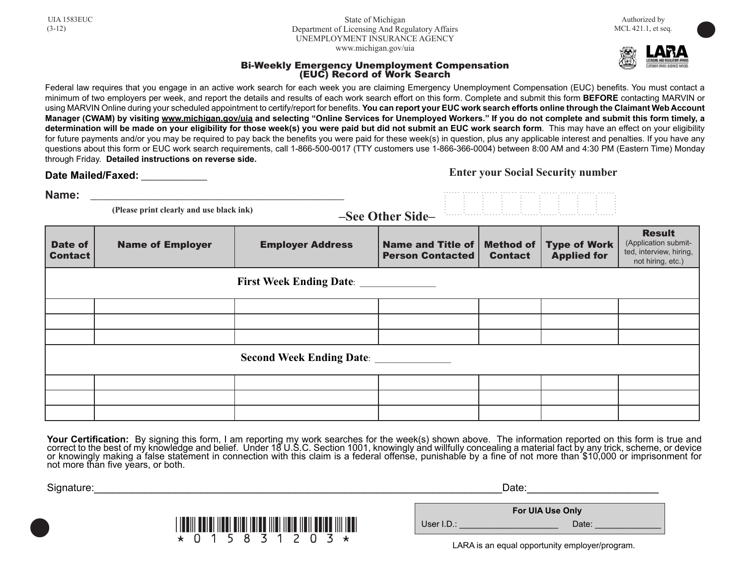UIA 1583EUC
(3-12)

State of Michigan
Department of Licensing And Regulatory Affairs
UNEMPLOYMENT INSURANCE AGENCY
www.michigan.gov/uia

Authorized by
MCL 421.1, et seq.

LARA
LICENSING AND REGULATORY AFFAIRS
CUSTOMER DRIVEN. BUSINESS MINDED.

## Bi-Weekly Emergency Unemployment Compensation (EUC) Record of Work Search

Federal law requires that you engage in an active work search for each week you are claiming Emergency Unemployment Compensation (EUC) benefits. You must contact a minimum of two employers per week, and report the details and results of each work search effort on this form. Complete and submit this form **BEFORE** contacting MARVIN or using MARVIN Online during your scheduled appointment to certify/report for benefits. **You can report your EUC work search efforts online through the Claimant Web Account Manager (CWAM) by visiting www.michigan.gov/uia and selecting "Online Services for Unemployed Workers." If you do not complete and submit this form timely, a determination will be made on your eligibility for those week(s) you were paid but did not submit an EUC work search form**. This may have an effect on your eligibility for future payments and/or you may be required to pay back the benefits you were paid for these week(s) in question, plus any applicable interest and penalties. If you have any questions about this form or EUC work search requirements, call 1-866-500-0017 (TTY customers use 1-866-366-0004) between 8:00 AM and 4:30 PM (Eastern Time) Monday through Friday. **Detailed instructions on reverse side.**

**Date Mailed/Faxed:** ____________

**Enter your Social Security number**

**Name:** _______________________________________________

(Please print clearly and use black ink)

**–See Other Side–**

| Date of Contact | Name of Employer | Employer Address | Name and Title of Person Contacted | Method of Contact | Type of Work Applied for | Result (Application submitted, interview, hiring, not hiring, etc.) |
|---|---|---|---|---|---|---|
| **First Week Ending Date:** ______________ | | | | | | |
| | | | | | | |
| | | | | | | |
| | | | | | | |
| **Second Week Ending Date:** ______________ | | | | | | |
| | | | | | | |
| | | | | | | |
| | | | | | | |

**Your Certification:** By signing this form, I am reporting my work searches for the week(s) shown above. The information reported on this form is true and correct to the best of my knowledge and belief. Under 18 U.S.C. Section 1001, knowingly and willfully concealing a material fact by any trick, scheme, or device or knowingly making a false statement in connection with this claim is a federal offense, punishable by a fine of not more than $10,000 or imprisonment for not more than five years, or both.

Signature:______________________________________________________________Date:______________________

*015831203*

| For UIA Use Only |
|---|
| User I.D.: _____________________ Date: ______________ |

LARA is an equal opportunity employer/program.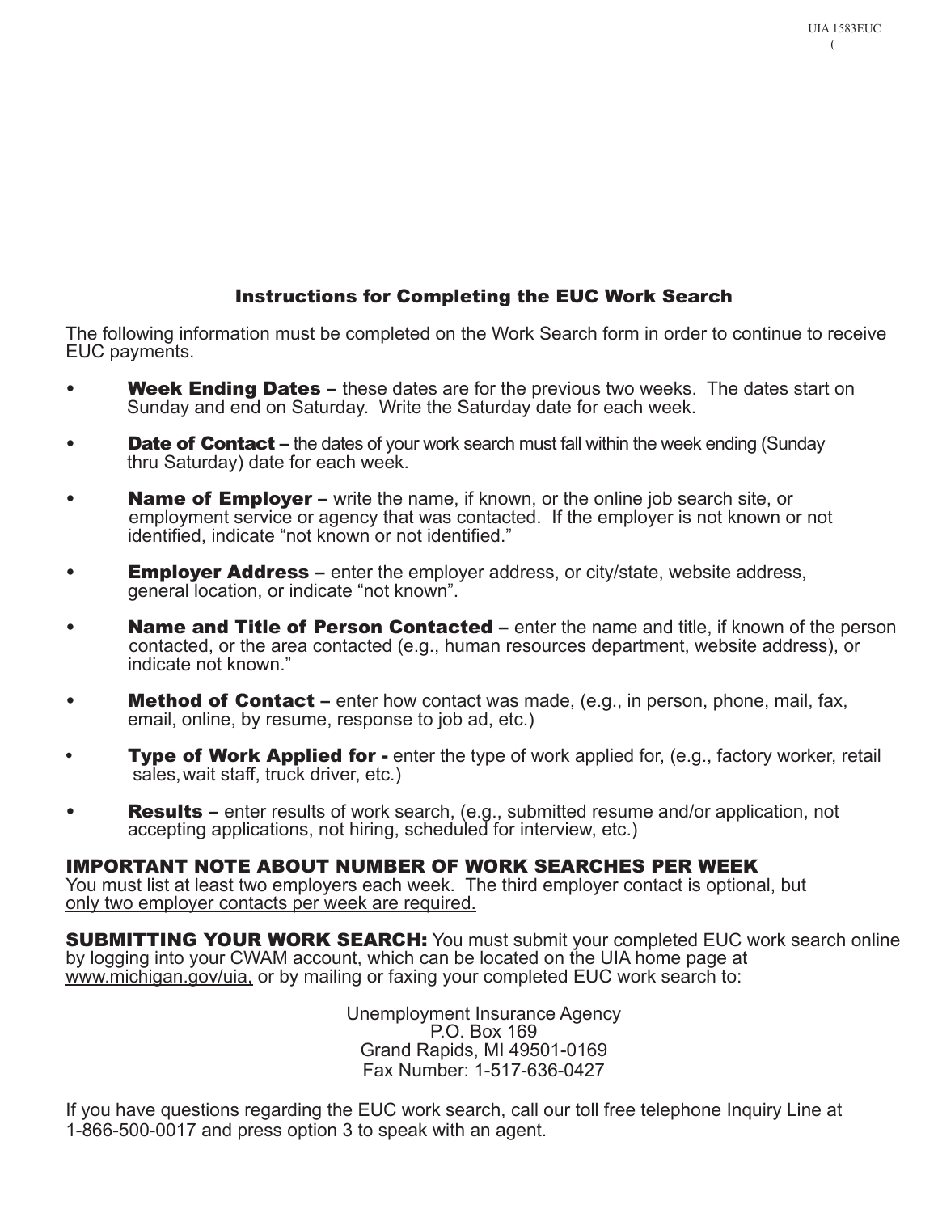UIA 1583EUC
(

## Instructions for Completing the EUC Work Search

The following information must be completed on the Work Search form in order to continue to receive EUC payments.

- **Week Ending Dates –** these dates are for the previous two weeks. The dates start on Sunday and end on Saturday. Write the Saturday date for each week.
- **Date of Contact –** the dates of your work search must fall within the week ending (Sunday thru Saturday) date for each week.
- **Name of Employer –** write the name, if known, or the online job search site, or employment service or agency that was contacted. If the employer is not known or not identified, indicate "not known or not identified."
- **Employer Address –** enter the employer address, or city/state, website address, general location, or indicate "not known".
- **Name and Title of Person Contacted –** enter the name and title, if known of the person contacted, or the area contacted (e.g., human resources department, website address), or indicate not known."
- **Method of Contact –** enter how contact was made, (e.g., in person, phone, mail, fax, email, online, by resume, response to job ad, etc.)
- **Type of Work Applied for -** enter the type of work applied for, (e.g., factory worker, retail sales, wait staff, truck driver, etc.)
- **Results –** enter results of work search, (e.g., submitted resume and/or application, not accepting applications, not hiring, scheduled for interview, etc.)

**IMPORTANT NOTE ABOUT NUMBER OF WORK SEARCHES PER WEEK**
You must list at least two employers each week. The third employer contact is optional, but only two employer contacts per week are required.

**SUBMITTING YOUR WORK SEARCH:** You must submit your completed EUC work search online by logging into your CWAM account, which can be located on the UIA home page at www.michigan.gov/uia, or by mailing or faxing your completed EUC work search to:

Unemployment Insurance Agency
P.O. Box 169
Grand Rapids, MI 49501-0169
Fax Number: 1-517-636-0427

If you have questions regarding the EUC work search, call our toll free telephone Inquiry Line at 1-866-500-0017 and press option 3 to speak with an agent.